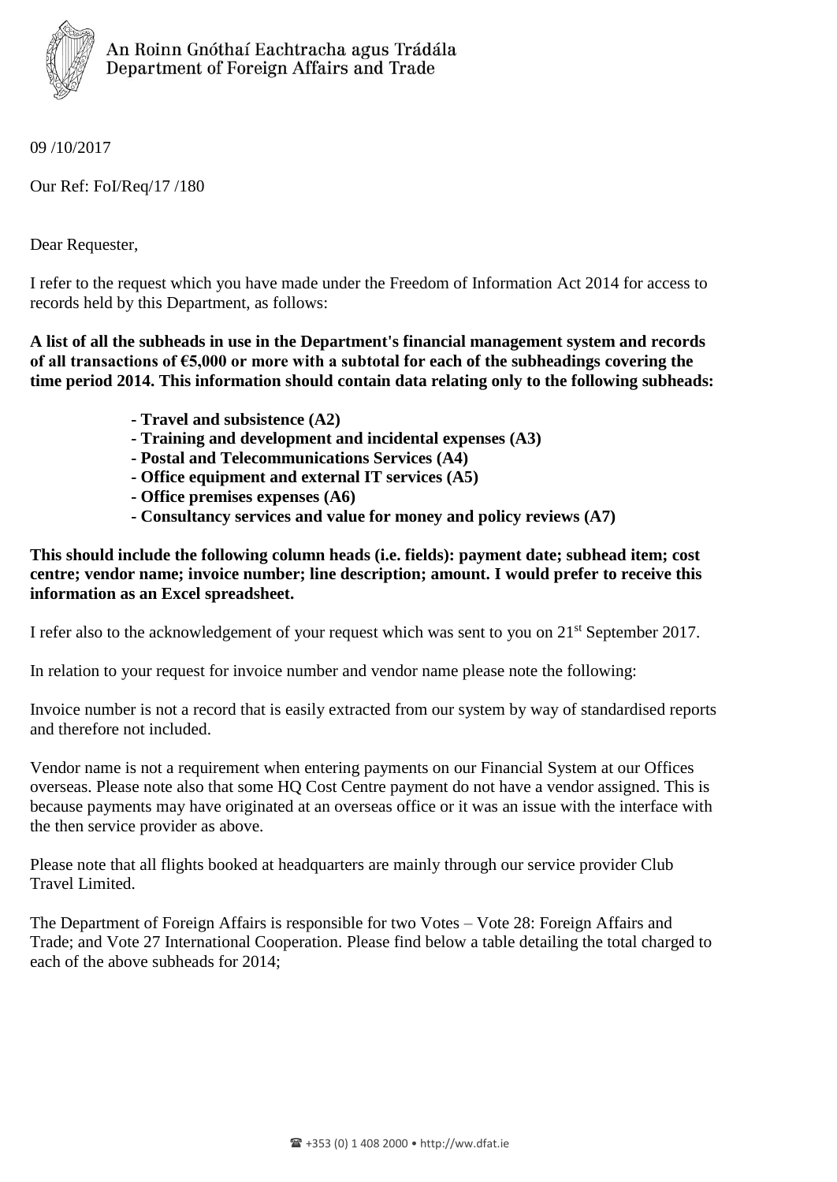An Roinn Gnóthaí Eachtracha agus Trádála
Department of Foreign Affairs and Trade

09 /10/2017

Our Ref: FoI/Req/17 /180

Dear Requester,

I refer to the request which you have made under the Freedom of Information Act 2014 for access to records held by this Department, as follows:

**A list of all the subheads in use in the Department's financial management system and records of all transactions of €5,000 or more with a subtotal for each of the subheadings covering the time period 2014. This information should contain data relating only to the following subheads:**

- **Travel and subsistence (A2)**
- **Training and development and incidental expenses (A3)**
- **Postal and Telecommunications Services (A4)**
- **Office equipment and external IT services (A5)**
- **Office premises expenses (A6)**
- **Consultancy services and value for money and policy reviews (A7)**

**This should include the following column heads (i.e. fields): payment date; subhead item; cost centre; vendor name; invoice number; line description; amount. I would prefer to receive this information as an Excel spreadsheet.**

I refer also to the acknowledgement of your request which was sent to you on 21st September 2017.

In relation to your request for invoice number and vendor name please note the following:

Invoice number is not a record that is easily extracted from our system by way of standardised reports and therefore not included.

Vendor name is not a requirement when entering payments on our Financial System at our Offices overseas. Please note also that some HQ Cost Centre payment do not have a vendor assigned. This is because payments may have originated at an overseas office or it was an issue with the interface with the then service provider as above.

Please note that all flights booked at headquarters are mainly through our service provider Club Travel Limited.

The Department of Foreign Affairs is responsible for two Votes – Vote 28: Foreign Affairs and Trade; and Vote 27 International Cooperation. Please find below a table detailing the total charged to each of the above subheads for 2014;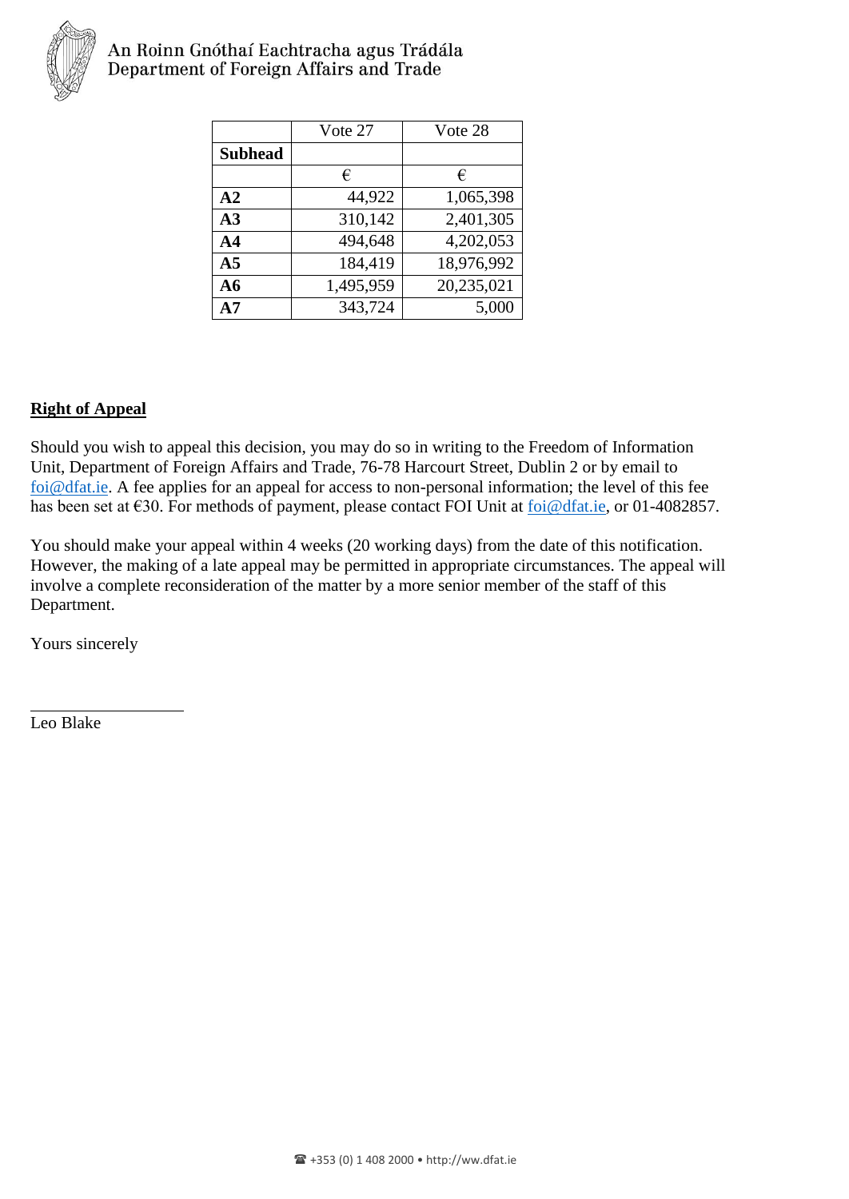An Roinn Gnóthaí Eachtracha agus Trádála
Department of Foreign Affairs and Trade

| | Vote 27 | Vote 28 |
|---|---|---|
| **Subhead** | | |
| | € | € |
| **A2** | 44,922 | 1,065,398 |
| **A3** | 310,142 | 2,401,305 |
| **A4** | 494,648 | 4,202,053 |
| **A5** | 184,419 | 18,976,992 |
| **A6** | 1,495,959 | 20,235,021 |
| **A7** | 343,724 | 5,000 |

**Right of Appeal**

Should you wish to appeal this decision, you may do so in writing to the Freedom of Information Unit, Department of Foreign Affairs and Trade, 76-78 Harcourt Street, Dublin 2 or by email to foi@dfat.ie. A fee applies for an appeal for access to non-personal information; the level of this fee has been set at €30. For methods of payment, please contact FOI Unit at foi@dfat.ie, or 01-4082857.

You should make your appeal within 4 weeks (20 working days) from the date of this notification. However, the making of a late appeal may be permitted in appropriate circumstances. The appeal will involve a complete reconsideration of the matter by a more senior member of the staff of this Department.

Yours sincerely

Leo Blake

☎ +353 (0) 1 408 2000 • http://ww.dfat.ie